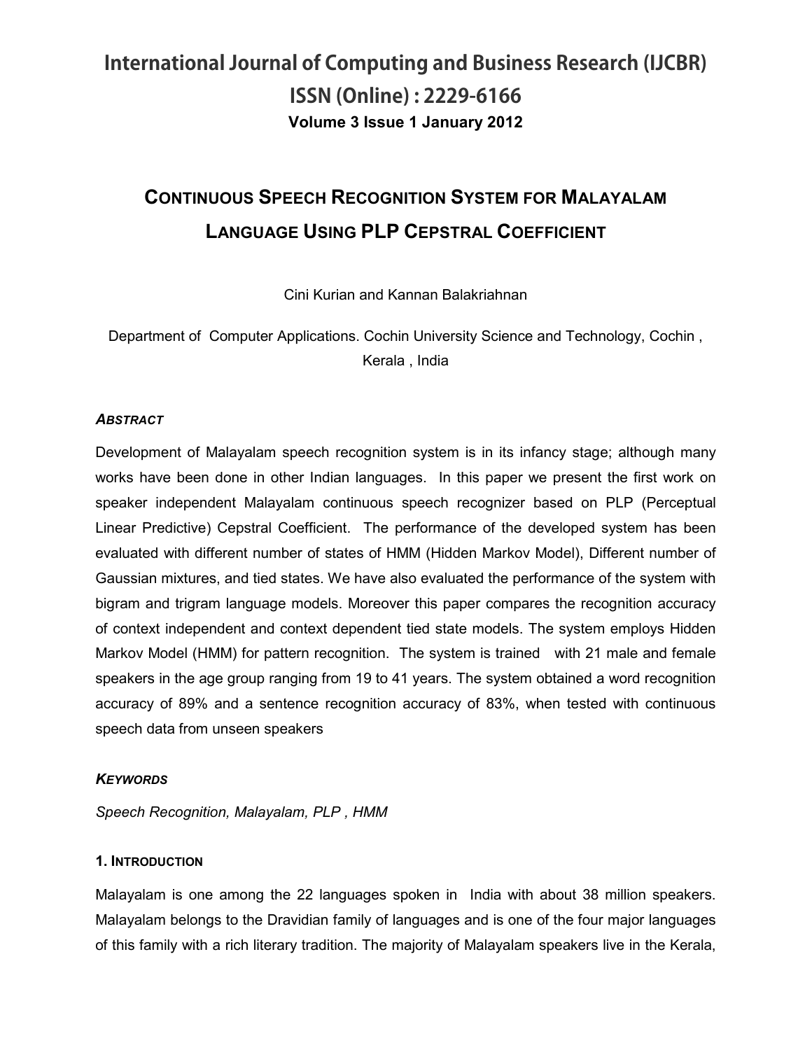# Continuous Speech Recognition System for Malayalam Language Using PLP Cepstral Coefficient

Cini Kurian and Kannan Balakriahnan

Department of Computer Applications. Cochin University Science and Technology, Cochin , Kerala , India

### *ABSTRACT*

Development of Malayalam speech recognition system is in its infancy stage; although many works have been done in other Indian languages. In this paper we present the first work on speaker independent Malayalam continuous speech recognizer based on PLP (Perceptual Linear Predictive) Cepstral Coefficient. The performance of the developed system has been evaluated with different number of states of HMM (Hidden Markov Model), Different number of Gaussian mixtures, and tied states. We have also evaluated the performance of the system with bigram and trigram language models. Moreover this paper compares the recognition accuracy of context independent and context dependent tied state models. The system employs Hidden Markov Model (HMM) for pattern recognition. The system is trained with 21 male and female speakers in the age group ranging from 19 to 41 years. The system obtained a word recognition accuracy of 89% and a sentence recognition accuracy of 83%, when tested with continuous speech data from unseen speakers

### *KEYWORDS*

*Speech Recognition, Malayalam, PLP , HMM*

## 1. INTRODUCTION

Malayalam is one among the 22 languages spoken in India with about 38 million speakers. Malayalam belongs to the Dravidian family of languages and is one of the four major languages of this family with a rich literary tradition. The majority of Malayalam speakers live in the Kerala,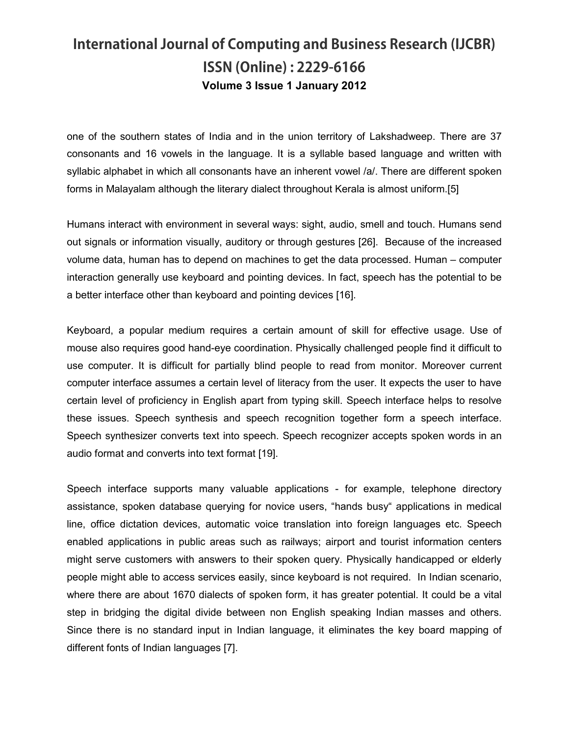one of the southern states of India and in the union territory of Lakshadweep. There are 37 consonants and 16 vowels in the language. It is a syllable based language and written with syllabic alphabet in which all consonants have an inherent vowel /a/. There are different spoken forms in Malayalam although the literary dialect throughout Kerala is almost uniform.[5]

Humans interact with environment in several ways: sight, audio, smell and touch. Humans send out signals or information visually, auditory or through gestures [26]. Because of the increased volume data, human has to depend on machines to get the data processed. Human – computer interaction generally use keyboard and pointing devices. In fact, speech has the potential to be a better interface other than keyboard and pointing devices [16].

Keyboard, a popular medium requires a certain amount of skill for effective usage. Use of mouse also requires good hand-eye coordination. Physically challenged people find it difficult to use computer. It is difficult for partially blind people to read from monitor. Moreover current computer interface assumes a certain level of literacy from the user. It expects the user to have certain level of proficiency in English apart from typing skill. Speech interface helps to resolve these issues. Speech synthesis and speech recognition together form a speech interface. Speech synthesizer converts text into speech. Speech recognizer accepts spoken words in an audio format and converts into text format [19].

Speech interface supports many valuable applications - for example, telephone directory assistance, spoken database querying for novice users, "hands busy" applications in medical line, office dictation devices, automatic voice translation into foreign languages etc. Speech enabled applications in public areas such as railways; airport and tourist information centers might serve customers with answers to their spoken query. Physically handicapped or elderly people might able to access services easily, since keyboard is not required. In Indian scenario, where there are about 1670 dialects of spoken form, it has greater potential. It could be a vital step in bridging the digital divide between non English speaking Indian masses and others. Since there is no standard input in Indian language, it eliminates the key board mapping of different fonts of Indian languages [7].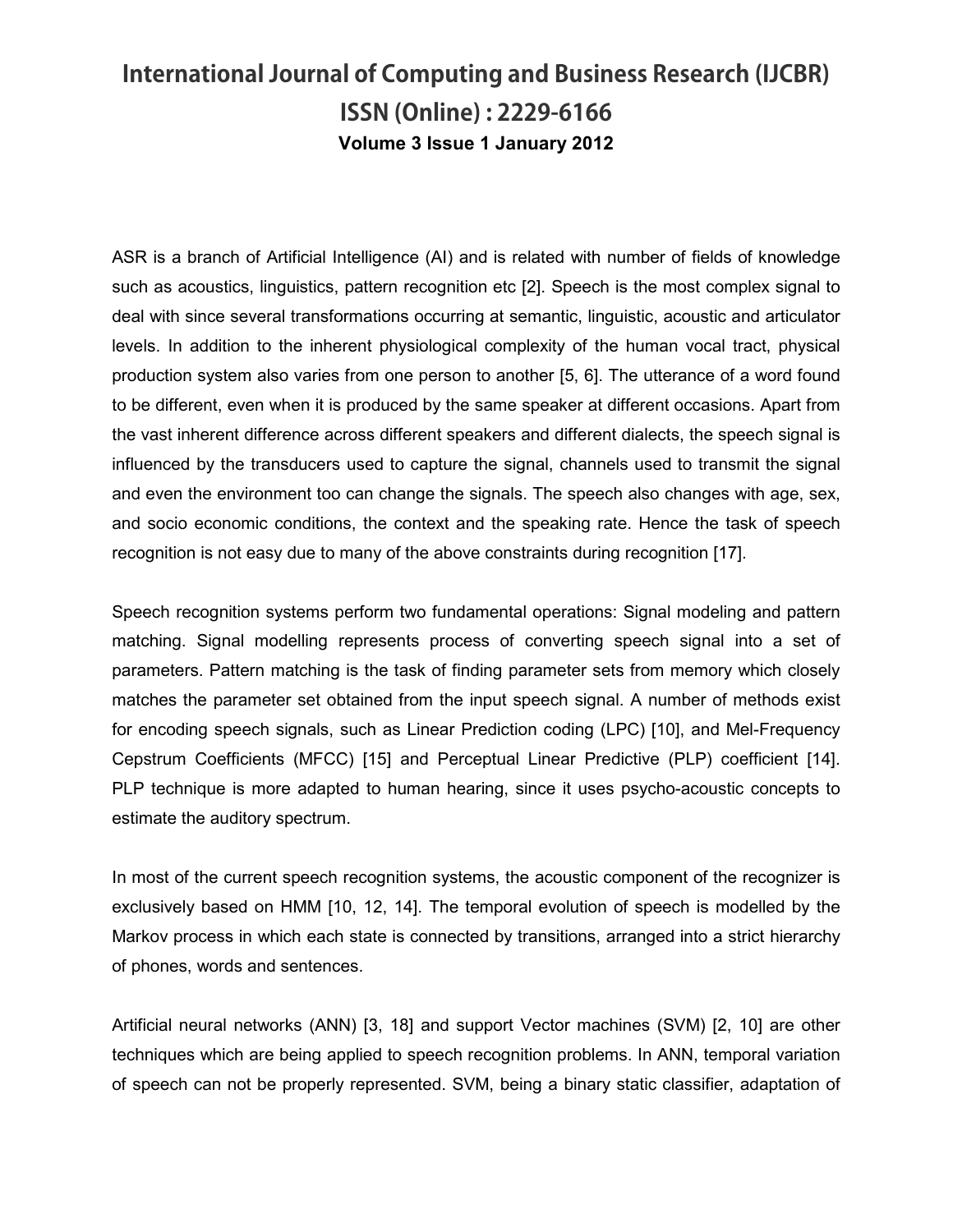ASR is a branch of Artificial Intelligence (AI) and is related with number of fields of knowledge such as acoustics, linguistics, pattern recognition etc [2]. Speech is the most complex signal to deal with since several transformations occurring at semantic, linguistic, acoustic and articulator levels. In addition to the inherent physiological complexity of the human vocal tract, physical production system also varies from one person to another [5, 6]. The utterance of a word found to be different, even when it is produced by the same speaker at different occasions. Apart from the vast inherent difference across different speakers and different dialects, the speech signal is influenced by the transducers used to capture the signal, channels used to transmit the signal and even the environment too can change the signals. The speech also changes with age, sex, and socio economic conditions, the context and the speaking rate. Hence the task of speech recognition is not easy due to many of the above constraints during recognition [17].

Speech recognition systems perform two fundamental operations: Signal modeling and pattern matching. Signal modelling represents process of converting speech signal into a set of parameters. Pattern matching is the task of finding parameter sets from memory which closely matches the parameter set obtained from the input speech signal. A number of methods exist for encoding speech signals, such as Linear Prediction coding (LPC) [10], and Mel-Frequency Cepstrum Coefficients (MFCC) [15] and Perceptual Linear Predictive (PLP) coefficient [14]. PLP technique is more adapted to human hearing, since it uses psycho-acoustic concepts to estimate the auditory spectrum.

In most of the current speech recognition systems, the acoustic component of the recognizer is exclusively based on HMM [10, 12, 14]. The temporal evolution of speech is modelled by the Markov process in which each state is connected by transitions, arranged into a strict hierarchy of phones, words and sentences.

Artificial neural networks (ANN) [3, 18] and support Vector machines (SVM) [2, 10] are other techniques which are being applied to speech recognition problems. In ANN, temporal variation of speech can not be properly represented. SVM, being a binary static classifier, adaptation of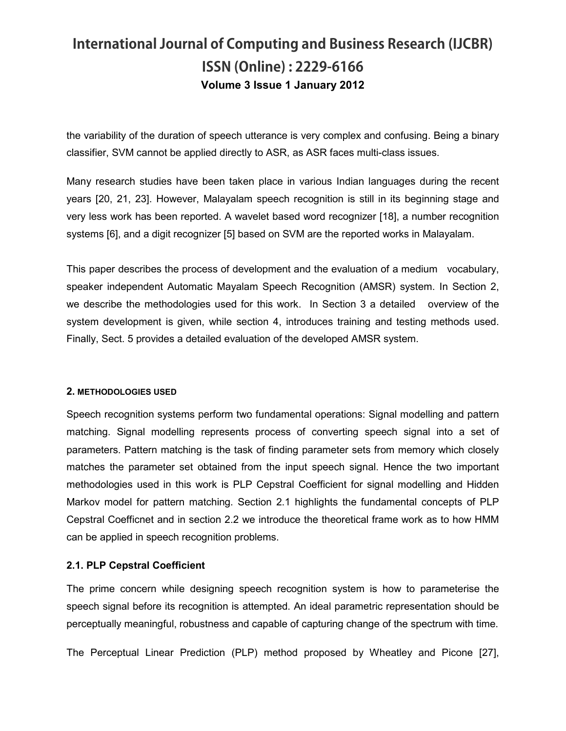the variability of the duration of speech utterance is very complex and confusing. Being a binary classifier, SVM cannot be applied directly to ASR, as ASR faces multi-class issues.

Many research studies have been taken place in various Indian languages during the recent years [20, 21, 23]. However, Malayalam speech recognition is still in its beginning stage and very less work has been reported. A wavelet based word recognizer [18], a number recognition systems [6], and a digit recognizer [5] based on SVM are the reported works in Malayalam.

This paper describes the process of development and the evaluation of a medium vocabulary, speaker independent Automatic Mayalam Speech Recognition (AMSR) system. In Section 2, we describe the methodologies used for this work. In Section 3 a detailed overview of the system development is given, while section 4, introduces training and testing methods used. Finally, Sect. 5 provides a detailed evaluation of the developed AMSR system.

## 2. METHODOLOGIES USED

Speech recognition systems perform two fundamental operations: Signal modelling and pattern matching. Signal modelling represents process of converting speech signal into a set of parameters. Pattern matching is the task of finding parameter sets from memory which closely matches the parameter set obtained from the input speech signal. Hence the two important methodologies used in this work is PLP Cepstral Coefficient for signal modelling and Hidden Markov model for pattern matching. Section 2.1 highlights the fundamental concepts of PLP Cepstral Coefficnet and in section 2.2 we introduce the theoretical frame work as to how HMM can be applied in speech recognition problems.

### 2.1. PLP Cepstral Coefficient

The prime concern while designing speech recognition system is how to parameterise the speech signal before its recognition is attempted. An ideal parametric representation should be perceptually meaningful, robustness and capable of capturing change of the spectrum with time.

The Perceptual Linear Prediction (PLP) method proposed by Wheatley and Picone [27],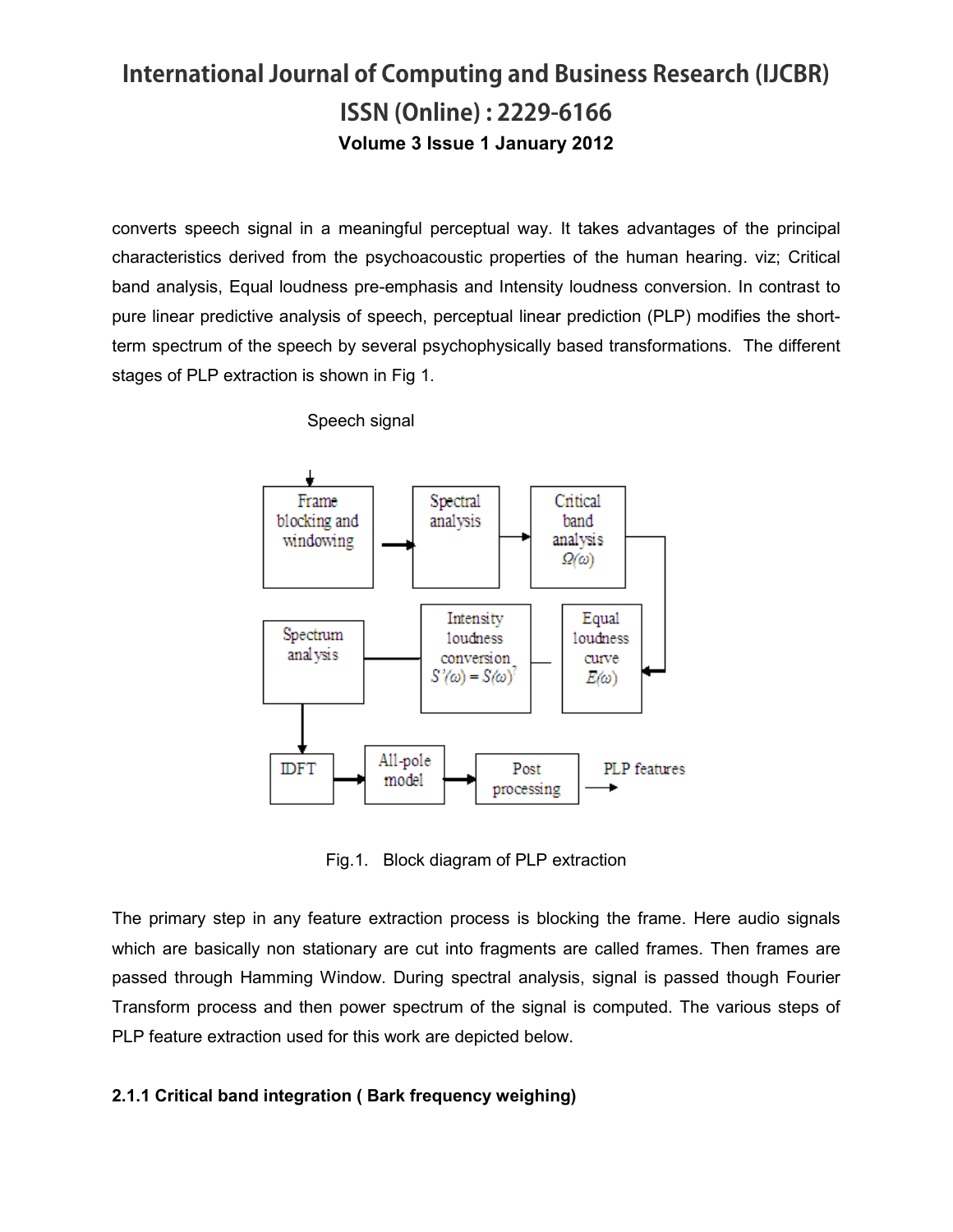converts speech signal in a meaningful perceptual way. It takes advantages of the principal characteristics derived from the psychoacoustic properties of the human hearing. viz; Critical band analysis, Equal loudness pre-emphasis and Intensity loudness conversion. In contrast to pure linear predictive analysis of speech, perceptual linear prediction (PLP) modifies the short-term spectrum of the speech by several psychophysically based transformations. The different stages of PLP extraction is shown in Fig 1.

Speech signal

Frame blocking and windowing → Spectral analysis → Critical band analysis $\Omega(\omega)$ → Equal loudness curve $E(\omega)$ → Intensity loudness conversion $S'(\omega) = S(\omega)^{\gamma}$ → Spectrum analysis → IDFT → All-pole model → Post processing → PLP features

Fig.1. Block diagram of PLP extraction

The primary step in any feature extraction process is blocking the frame. Here audio signals which are basically non stationary are cut into fragments are called frames. Then frames are passed through Hamming Window. During spectral analysis, signal is passed though Fourier Transform process and then power spectrum of the signal is computed. The various steps of PLP feature extraction used for this work are depicted below.

#### 2.1.1 Critical band integration ( Bark frequency weighing)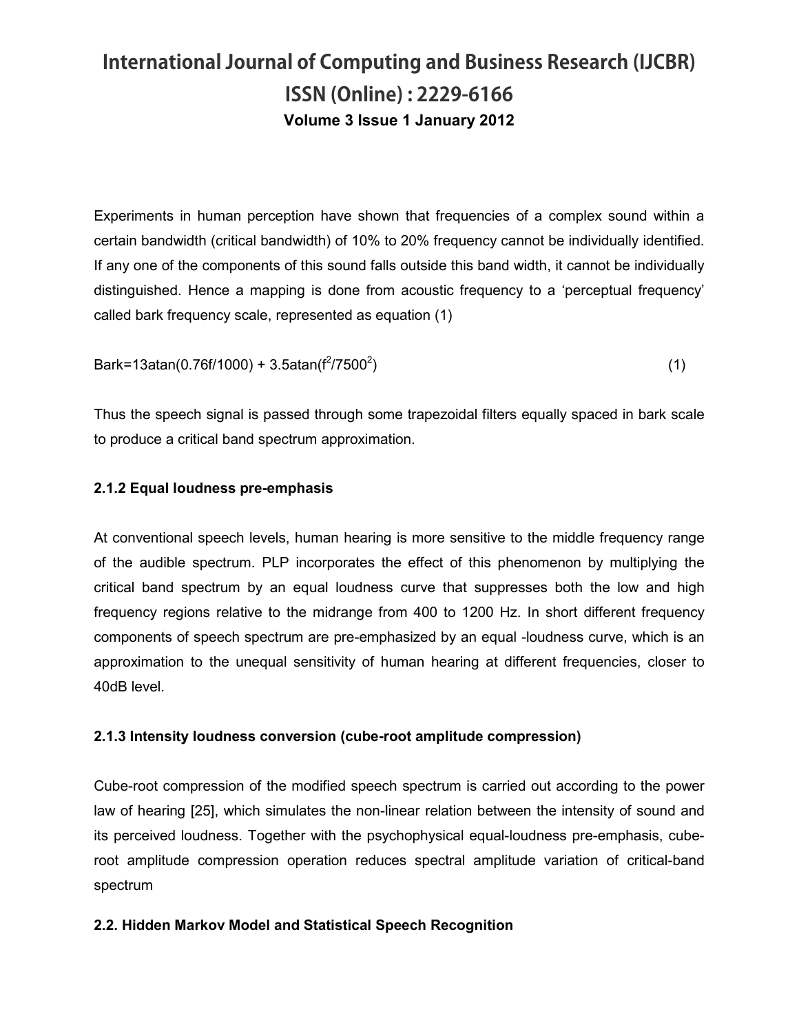Experiments in human perception have shown that frequencies of a complex sound within a certain bandwidth (critical bandwidth) of 10% to 20% frequency cannot be individually identified. If any one of the components of this sound falls outside this band width, it cannot be individually distinguished. Hence a mapping is done from acoustic frequency to a 'perceptual frequency' called bark frequency scale, represented as equation (1)

$$\text{Bark} = 13\,\text{atan}(0.76f/1000) + 3.5\,\text{atan}(f^2/7500^2) \qquad (1)$$

Thus the speech signal is passed through some trapezoidal filters equally spaced in bark scale to produce a critical band spectrum approximation.

#### 2.1.2 Equal loudness pre-emphasis

At conventional speech levels, human hearing is more sensitive to the middle frequency range of the audible spectrum. PLP incorporates the effect of this phenomenon by multiplying the critical band spectrum by an equal loudness curve that suppresses both the low and high frequency regions relative to the midrange from 400 to 1200 Hz. In short different frequency components of speech spectrum are pre-emphasized by an equal -loudness curve, which is an approximation to the unequal sensitivity of human hearing at different frequencies, closer to 40dB level.

#### 2.1.3 Intensity loudness conversion (cube-root amplitude compression)

Cube-root compression of the modified speech spectrum is carried out according to the power law of hearing [25], which simulates the non-linear relation between the intensity of sound and its perceived loudness. Together with the psychophysical equal-loudness pre-emphasis, cube-root amplitude compression operation reduces spectral amplitude variation of critical-band spectrum

### 2.2. Hidden Markov Model and Statistical Speech Recognition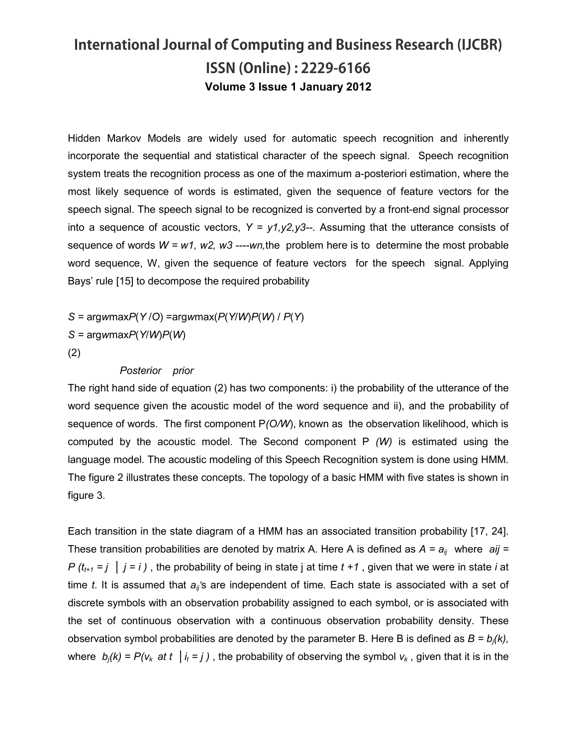Hidden Markov Models are widely used for automatic speech recognition and inherently incorporate the sequential and statistical character of the speech signal. Speech recognition system treats the recognition process as one of the maximum a-posteriori estimation, where the most likely sequence of words is estimated, given the sequence of feature vectors for the speech signal. The speech signal to be recognized is converted by a front-end signal processor into a sequence of acoustic vectors, $Y = y1, y2, y3$--. Assuming that the utterance consists of sequence of words $W = w1, w2, w3$ ----$wn$, the problem here is to determine the most probable word sequence, W, given the sequence of feature vectors for the speech signal. Applying Bays' rule [15] to decompose the required probability

$$S = \arg_w \max P(Y/O) = \arg_w \max (P(Y/W)P(W) / P(Y)$$

$$S = \arg_w \max P(Y/W)P(W)$$

(2)

*Posterior prior*

The right hand side of equation (2) has two components: i) the probability of the utterance of the word sequence given the acoustic model of the word sequence and ii), and the probability of sequence of words. The first component P*(O/W)*, known as the observation likelihood, which is computed by the acoustic model. The Second component P *(W)* is estimated using the language model. The acoustic modeling of this Speech Recognition system is done using HMM. The figure 2 illustrates these concepts. The topology of a basic HMM with five states is shown in figure 3.

Each transition in the state diagram of a HMM has an associated transition probability [17, 24]. These transition probabilities are denoted by matrix A. Here A is defined as $A = a_{ij}$ where $aij = P(t_{t+1} = j \mid j = i)$, the probability of being in state j at time $t+1$, given that we were in state $i$ at time $t$. It is assumed that $a_{ij}$'s are independent of time. Each state is associated with a set of discrete symbols with an observation probability assigned to each symbol, or is associated with the set of continuous observation with a continuous observation probability density. These observation symbol probabilities are denoted by the parameter B. Here B is defined as $B = b_j(k)$, where $b_j(k) = P(v_k \text{ at } t \mid i_t = j)$, the probability of observing the symbol $v_k$, given that it is in the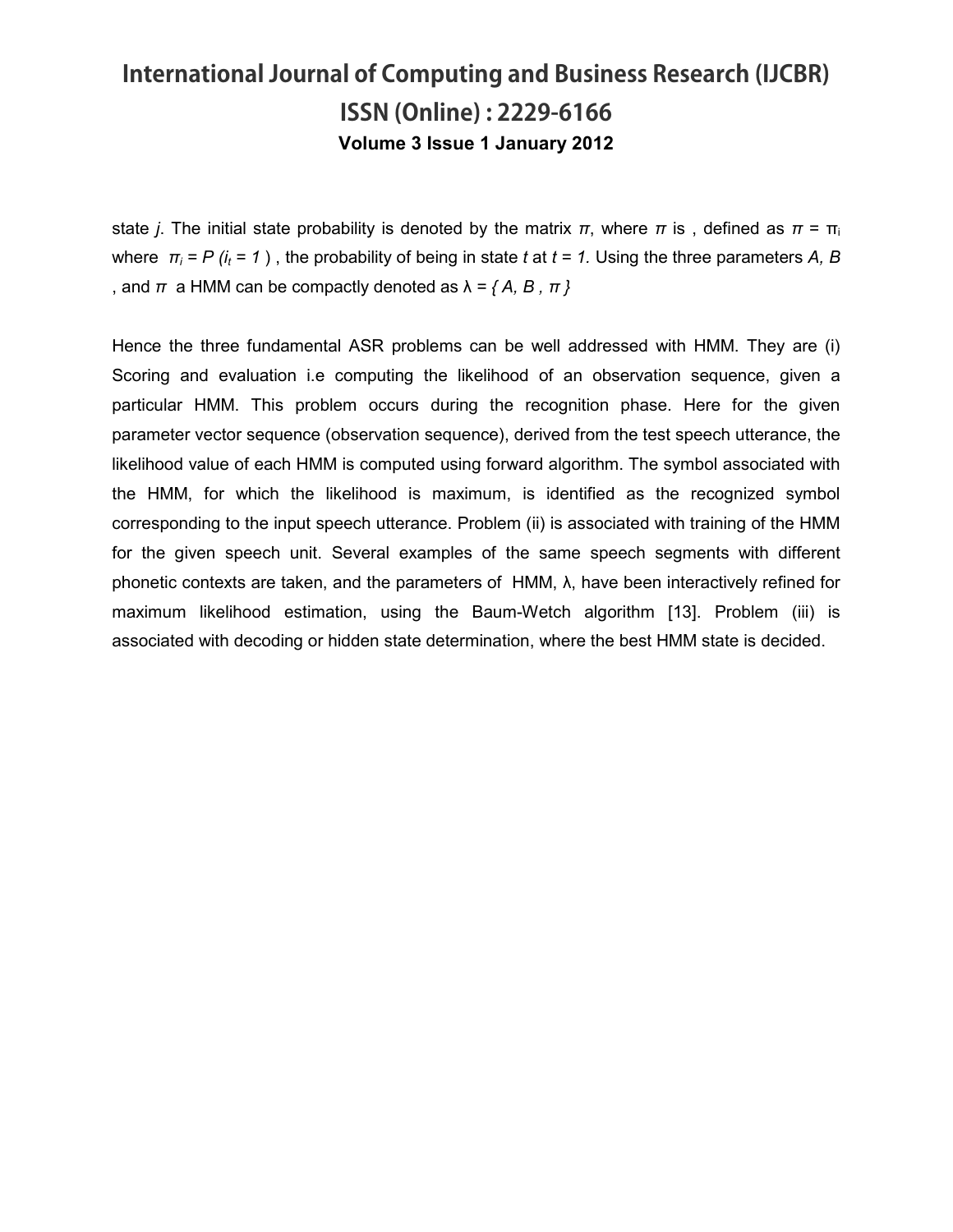state *j*. The initial state probability is denoted by the matrix $\pi$, where $\pi$ is , defined as $\pi = \pi_i$ where $\pi_i = P(i_t = 1)$ , the probability of being in state *t* at $t = 1$. Using the three parameters *A, B* , and $\pi$ a HMM can be compactly denoted as $\lambda = \{A, B, \pi\}$

Hence the three fundamental ASR problems can be well addressed with HMM. They are (i) Scoring and evaluation i.e computing the likelihood of an observation sequence, given a particular HMM. This problem occurs during the recognition phase. Here for the given parameter vector sequence (observation sequence), derived from the test speech utterance, the likelihood value of each HMM is computed using forward algorithm. The symbol associated with the HMM, for which the likelihood is maximum, is identified as the recognized symbol corresponding to the input speech utterance. Problem (ii) is associated with training of the HMM for the given speech unit. Several examples of the same speech segments with different phonetic contexts are taken, and the parameters of HMM, λ, have been interactively refined for maximum likelihood estimation, using the Baum-Wetch algorithm [13]. Problem (iii) is associated with decoding or hidden state determination, where the best HMM state is decided.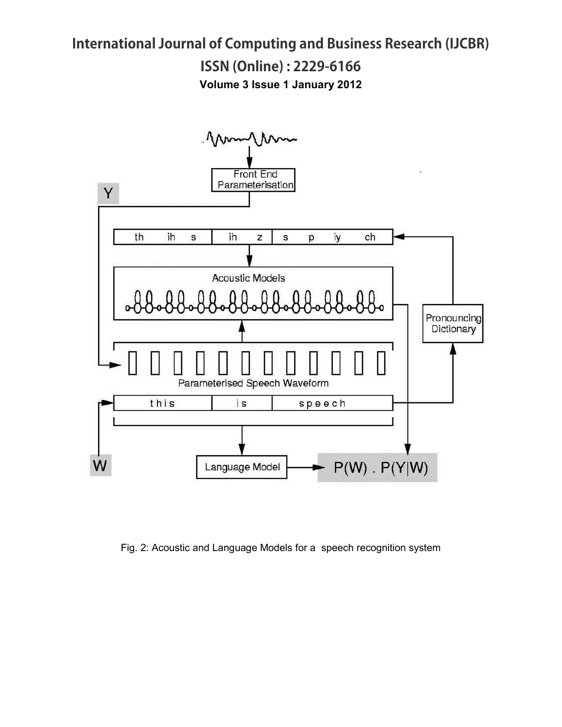Fig. 2: Acoustic and Language Models for a speech recognition system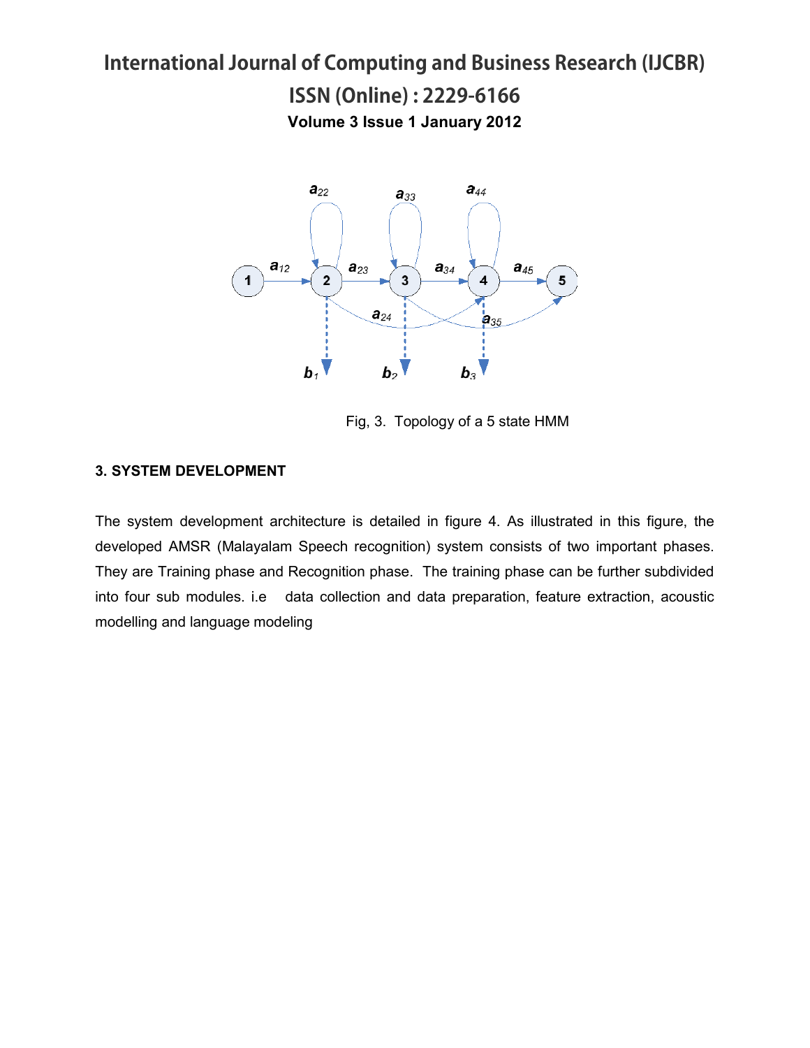Fig, 3. Topology of a 5 state HMM

### 3. SYSTEM DEVELOPMENT

The system development architecture is detailed in figure 4. As illustrated in this figure, the developed AMSR (Malayalam Speech recognition) system consists of two important phases. They are Training phase and Recognition phase. The training phase can be further subdivided into four sub modules. i.e data collection and data preparation, feature extraction, acoustic modelling and language modeling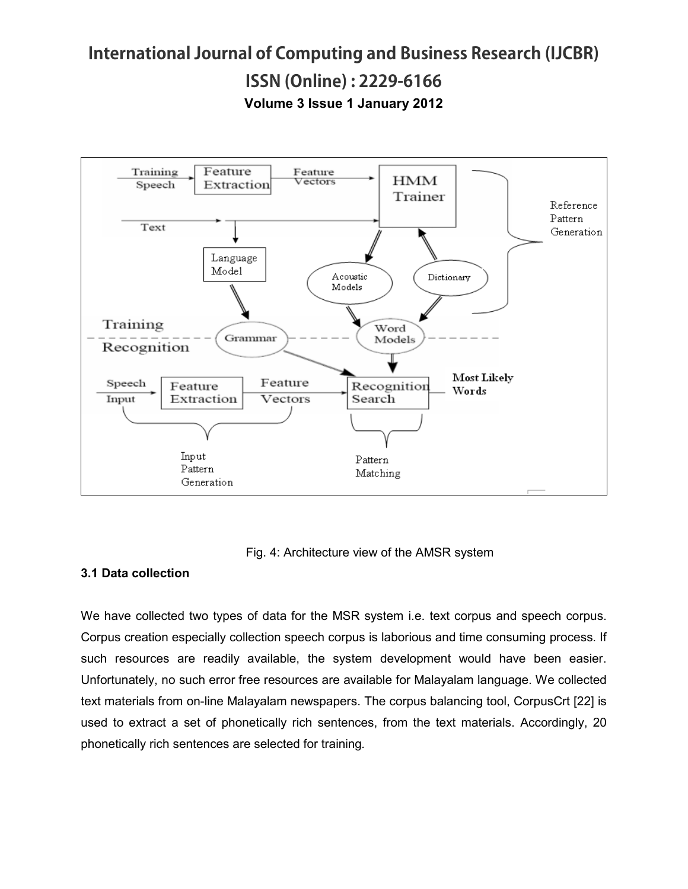Fig. 4: Architecture view of the AMSR system

### 3.1 Data collection

We have collected two types of data for the MSR system i.e. text corpus and speech corpus. Corpus creation especially collection speech corpus is laborious and time consuming process. If such resources are readily available, the system development would have been easier. Unfortunately, no such error free resources are available for Malayalam language. We collected text materials from on-line Malayalam newspapers. The corpus balancing tool, CorpusCrt [22] is used to extract a set of phonetically rich sentences, from the text materials. Accordingly, 20 phonetically rich sentences are selected for training.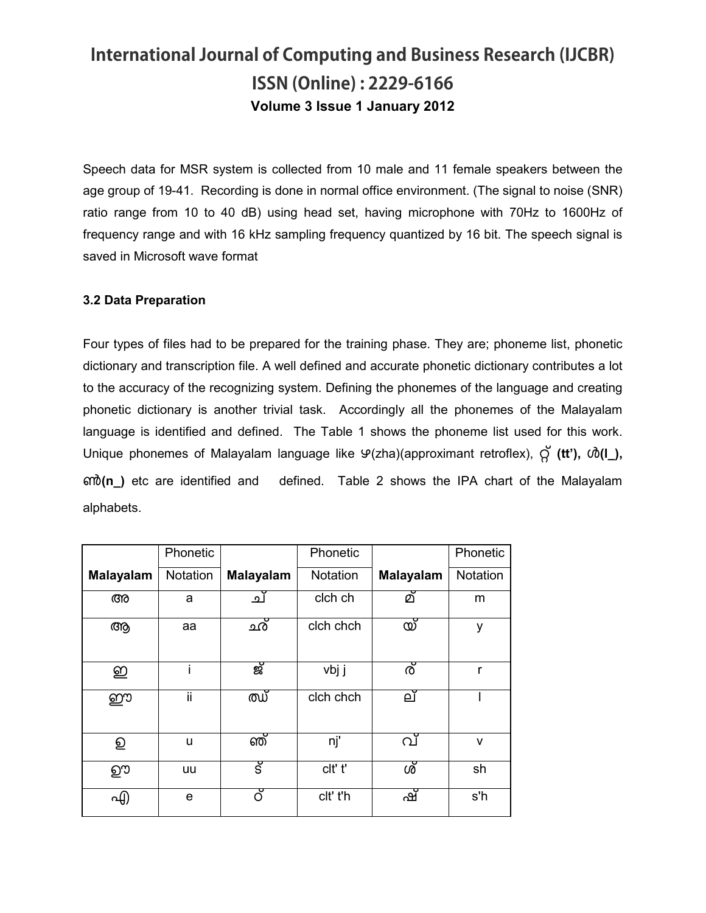Speech data for MSR system is collected from 10 male and 11 female speakers between the age group of 19-41. Recording is done in normal office environment. (The signal to noise (SNR) ratio range from 10 to 40 dB) using head set, having microphone with 70Hz to 1600Hz of frequency range and with 16 kHz sampling frequency quantized by 16 bit. The speech signal is saved in Microsoft wave format

### 3.2 Data Preparation

Four types of files had to be prepared for the training phase. They are; phoneme list, phonetic dictionary and transcription file. A well defined and accurate phonetic dictionary contributes a lot to the accuracy of the recognizing system. Defining the phonemes of the language and creating phonetic dictionary is another trivial task. Accordingly all the phonemes of the Malayalam language is identified and defined. The Table 1 shows the phoneme list used for this work. Unique phonemes of Malayalam language like ഴ(zha)(approximant retroflex), റ്റ **(tt'), ൾ(l_), ൺ(n_)** etc are identified and defined. Table 2 shows the IPA chart of the Malayalam alphabets.

| Malayalam | Phonetic Notation | Malayalam | Phonetic Notation | Malayalam | Phonetic Notation |
|---|---|---|---|---|---|
| അ | a | ച് | clch ch | മ് | m |
| ആ | aa | ഛ് | clch chch | യ് | y |
| ഇ | i | ജ് | vbj j | ര് | r |
| ഈ | ii | ഝ് | clch chch | ല് | l |
| ഉ | u | ഞ് | nj' | വ് | v |
| ഊ | uu | ട് | clt' t' | ശ് | sh |
| എ | e | ഠ് | clt' t'h | ഷ് | s'h |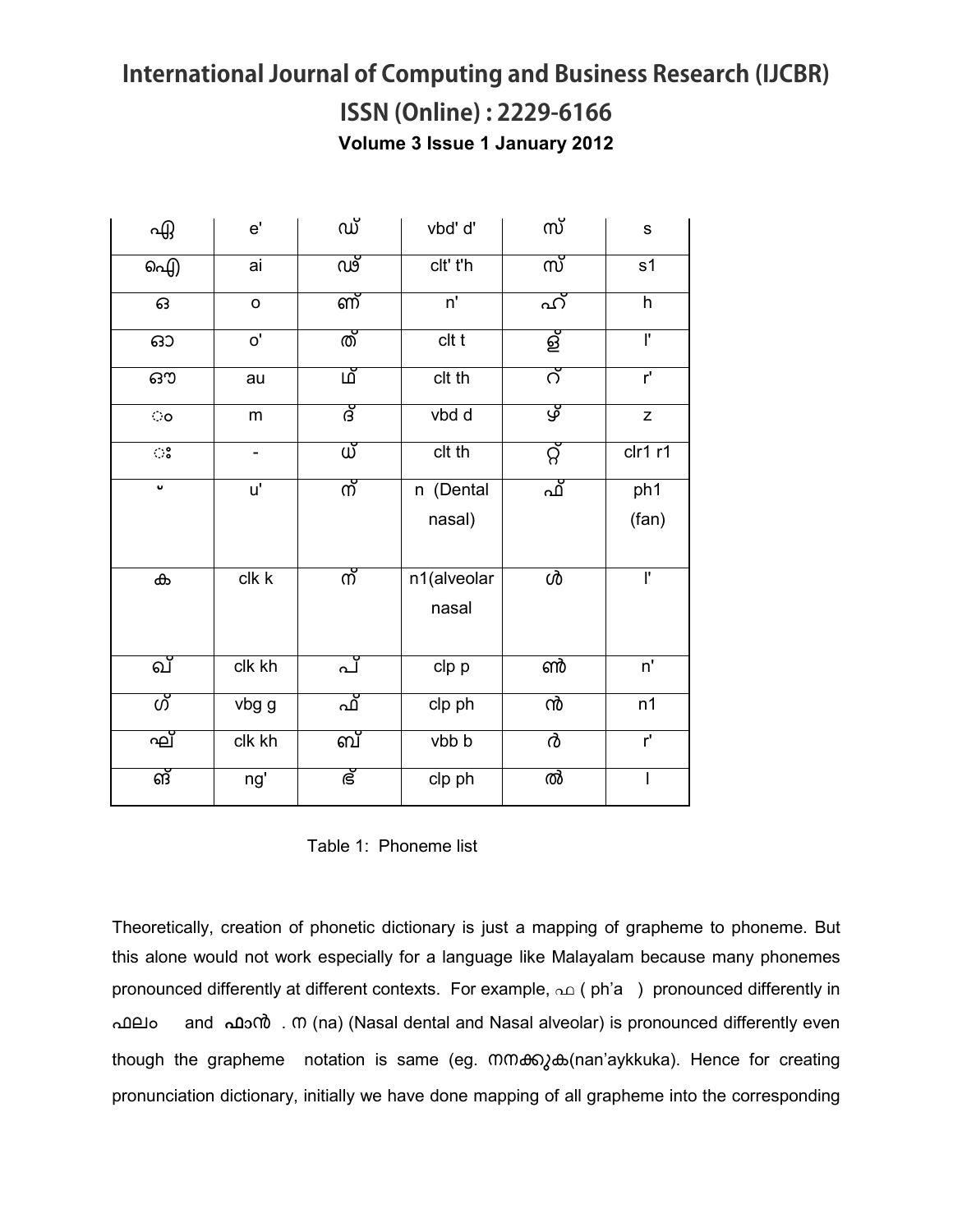| ഏ | e' | ഡ് | vbd' d' | സ് | s |
|---|---|---|---|---|---|
| ഐ | ai | ഢ് | clt' t'h | സ് | s1 |
| ഒ | o | ണ് | n' | ഹ് | h |
| ഓ | o' | ത് | clt t | ള് | l' |
| ഔ | au | ഥ് | clt th | റ് | r' |
| ം | m | ദ് | vbd d | ഴ് | z |
| ഃ | - | ധ് | clt th | റ്റ് | clr1 r1 |
| ് | u' | ന് | n (Dental nasal) | ഫ് | ph1 (fan) |
| ക | clk k | ന് | n1(alveolar nasal | ൾ | l' |
| ഖ് | clk kh | പ് | clp p | ൺ | n' |
| ഗ് | vbg g | ഫ് | clp ph | ൻ | n1 |
| ഘ് | clk kh | ബ് | vbb b | ർ | r' |
| ങ് | ng' | ഭ് | clp ph | ൽ | l |

Table 1: Phoneme list

Theoretically, creation of phonetic dictionary is just a mapping of grapheme to phoneme. But this alone would not work especially for a language like Malayalam because many phonemes pronounced differently at different contexts. For example, ഫ ( ph'a ) pronounced differently in ഫലം and ഫാൻ . ന (na) (Nasal dental and Nasal alveolar) is pronounced differently even though the grapheme notation is same (eg. നനക്കുക(nan'aykkuka). Hence for creating pronunciation dictionary, initially we have done mapping of all grapheme into the corresponding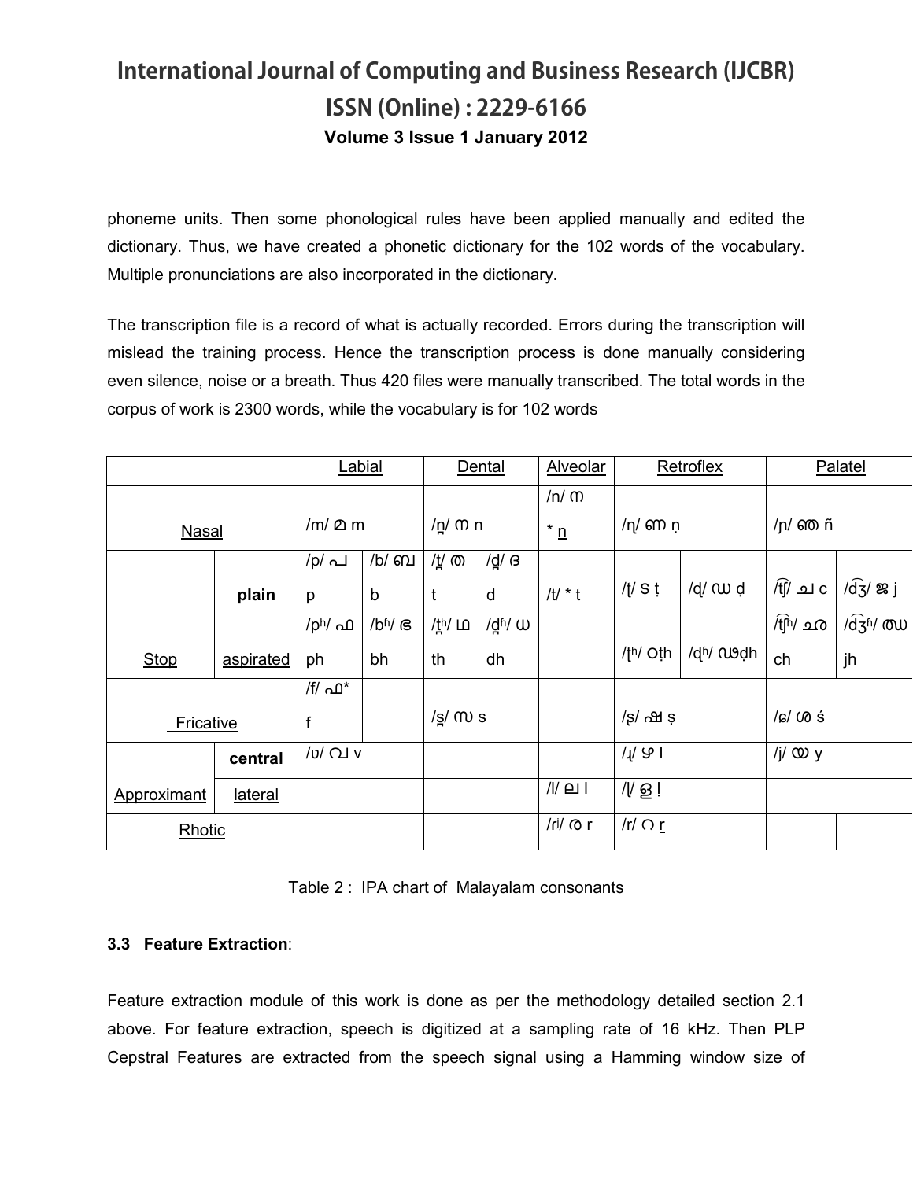phoneme units. Then some phonological rules have been applied manually and edited the dictionary. Thus, we have created a phonetic dictionary for the 102 words of the vocabulary. Multiple pronunciations are also incorporated in the dictionary.

The transcription file is a record of what is actually recorded. Errors during the transcription will mislead the training process. Hence the transcription process is done manually considering even silence, noise or a breath. Thus 420 files were manually transcribed. The total words in the corpus of work is 2300 words, while the vocabulary is for 102 words

| | | Labial | | Dental | | Alveolar | Retroflex | | Palatel | |
|---|---|---|---|---|---|---|---|---|---|---|
| Nasal | | /m/ മ m | | /n̪/ ന n | | /n/ ന * n | /ɳ/ ണ ṇ | | /ɲ/ ഞ ñ | |
| Stop | plain | /p/ പ p | /b/ ബ b | /t̪/ ത t | /d̪/ ദ d | /t/ * t | /ʈ/ ട ṭ | /ɖ/ ഡ ḍ | /t͡ʃ/ ച c | /d͡ʒ/ ജ j |
| | aspirated | /pʰ/ ഫ ph | /bʱ/ ഭ bh | /t̪ʰ/ ഥ th | /d̪ʱ/ ധ dh | | /ʈʰ/ ഠ ṭh | /ɖʱ/ ഢ ḍh | /t͡ʃʰ/ ഛ ch | /d͡ʒʱ/ ഝ jh |
| Fricative | | /f/ ഫ* f | | /s̪/ സ s | | | /ʂ/ ഷ ṣ | | /ɕ/ ശ ś | |
| Approximant | central | /ʋ/ വ v | | | | | /ɻ/ ഴ l | | /j/ യ y | |
| | lateral | | | | | /l/ ല l | /ɭ/ ള ḷ | | | |
| Rhotic | | | | | | /ɾ/ ര r | /r/ റ r | | | |

Table 2 : IPA chart of Malayalam consonants

### 3.3 Feature Extraction:

Feature extraction module of this work is done as per the methodology detailed section 2.1 above. For feature extraction, speech is digitized at a sampling rate of 16 kHz. Then PLP Cepstral Features are extracted from the speech signal using a Hamming window size of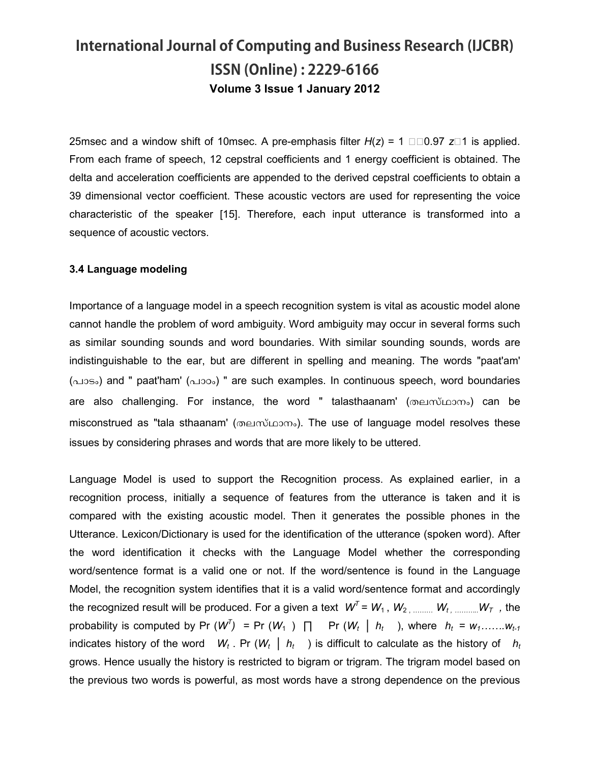25msec and a window shift of 10msec. A pre-emphasis filter $H(z) = 1 - 0.97 z^{-1}$ is applied. From each frame of speech, 12 cepstral coefficients and 1 energy coefficient is obtained. The delta and acceleration coefficients are appended to the derived cepstral coefficients to obtain a 39 dimensional vector coefficient. These acoustic vectors are used for representing the voice characteristic of the speaker [15]. Therefore, each input utterance is transformed into a sequence of acoustic vectors.

### 3.4 Language modeling

Importance of a language model in a speech recognition system is vital as acoustic model alone cannot handle the problem of word ambiguity. Word ambiguity may occur in several forms such as similar sounding sounds and word boundaries. With similar sounding sounds, words are indistinguishable to the ear, but are different in spelling and meaning. The words "paat'am' (പാടം) and " paat'ham' (പാഠം) " are such examples. In continuous speech, word boundaries are also challenging. For instance, the word " talasthaanam' (തലസ്ഥാനം) can be misconstrued as "tala sthaanam' (തലസ്ഥാനം). The use of language model resolves these issues by considering phrases and words that are more likely to be uttered.

Language Model is used to support the Recognition process. As explained earlier, in a recognition process, initially a sequence of features from the utterance is taken and it is compared with the existing acoustic model. Then it generates the possible phones in the Utterance. Lexicon/Dictionary is used for the identification of the utterance (spoken word). After the word identification it checks with the Language Model whether the corresponding word/sentence format is a valid one or not. If the word/sentence is found in the Language Model, the recognition system identifies that it is a valid word/sentence format and accordingly the recognized result will be produced. For a given a text $W^T = W_1, W_2, \ldots\ldots W_t, \ldots\ldots W_T$, the probability is computed by $\Pr(W^T) = \Pr(W_1) \prod \Pr(W_t \mid h_t)$, where $h_t = w_1 \ldots\ldots w_{t-1}$ indicates history of the word $W_t$. $\Pr(W_t \mid h_t)$ is difficult to calculate as the history of $h_t$ grows. Hence usually the history is restricted to bigram or trigram. The trigram model based on the previous two words is powerful, as most words have a strong dependence on the previous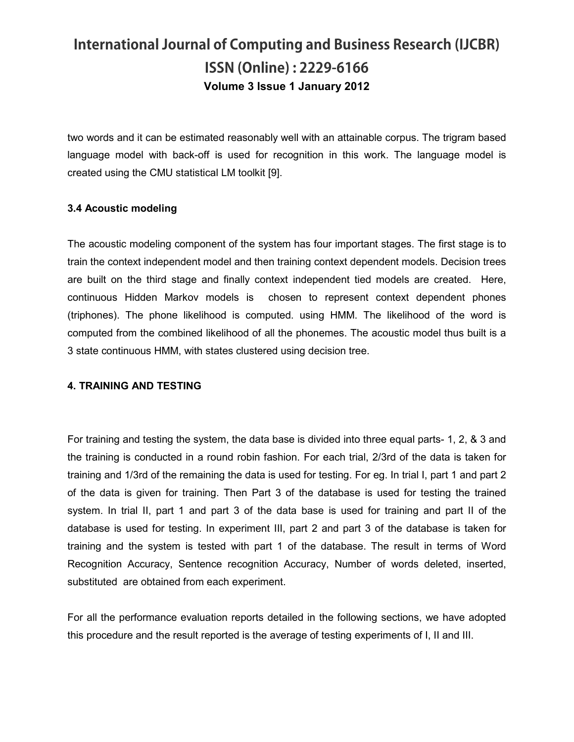two words and it can be estimated reasonably well with an attainable corpus. The trigram based language model with back-off is used for recognition in this work. The language model is created using the CMU statistical LM toolkit [9].

### 3.4 Acoustic modeling

The acoustic modeling component of the system has four important stages. The first stage is to train the context independent model and then training context dependent models. Decision trees are built on the third stage and finally context independent tied models are created. Here, continuous Hidden Markov models is chosen to represent context dependent phones (triphones). The phone likelihood is computed. using HMM. The likelihood of the word is computed from the combined likelihood of all the phonemes. The acoustic model thus built is a 3 state continuous HMM, with states clustered using decision tree.

## 4. TRAINING AND TESTING

For training and testing the system, the data base is divided into three equal parts- 1, 2, & 3 and the training is conducted in a round robin fashion. For each trial, 2/3rd of the data is taken for training and 1/3rd of the remaining the data is used for testing. For eg. In trial I, part 1 and part 2 of the data is given for training. Then Part 3 of the database is used for testing the trained system. In trial II, part 1 and part 3 of the data base is used for training and part II of the database is used for testing. In experiment III, part 2 and part 3 of the database is taken for training and the system is tested with part 1 of the database. The result in terms of Word Recognition Accuracy, Sentence recognition Accuracy, Number of words deleted, inserted, substituted are obtained from each experiment.

For all the performance evaluation reports detailed in the following sections, we have adopted this procedure and the result reported is the average of testing experiments of I, II and III.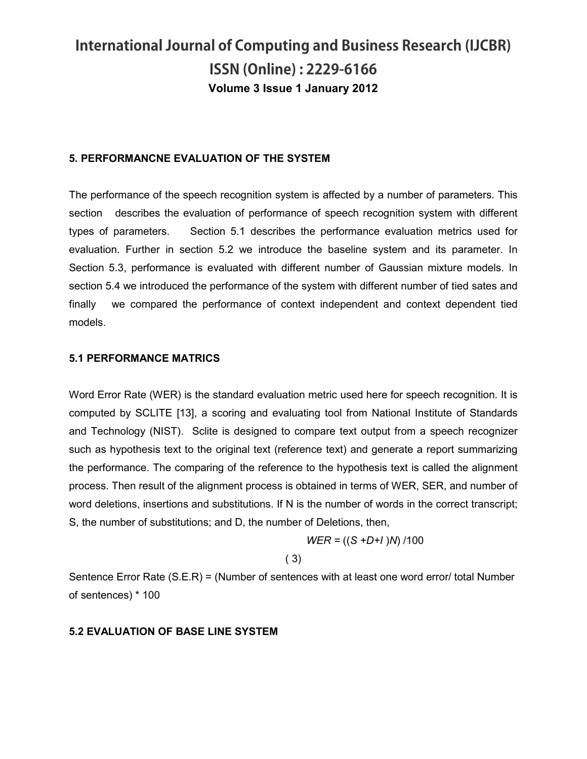### 5. PERFORMANCNE EVALUATION OF THE SYSTEM

The performance of the speech recognition system is affected by a number of parameters. This section describes the evaluation of performance of speech recognition system with different types of parameters. Section 5.1 describes the performance evaluation metrics used for evaluation. Further in section 5.2 we introduce the baseline system and its parameter. In Section 5.3, performance is evaluated with different number of Gaussian mixture models. In section 5.4 we introduced the performance of the system with different number of tied sates and finally we compared the performance of context independent and context dependent tied models.

### 5.1 PERFORMANCE MATRICS

Word Error Rate (WER) is the standard evaluation metric used here for speech recognition. It is computed by SCLITE [13], a scoring and evaluating tool from National Institute of Standards and Technology (NIST). Sclite is designed to compare text output from a speech recognizer such as hypothesis text to the original text (reference text) and generate a report summarizing the performance. The comparing of the reference to the hypothesis text is called the alignment process. Then result of the alignment process is obtained in terms of WER, SER, and number of word deletions, insertions and substitutions. If N is the number of words in the correct transcript; S, the number of substitutions; and D, the number of Deletions, then,

$$WER = ((S + D + I)N) / 100 \quad (3)$$

Sentence Error Rate (S.E.R) = (Number of sentences with at least one word error/ total Number of sentences) * 100

### 5.2 EVALUATION OF BASE LINE SYSTEM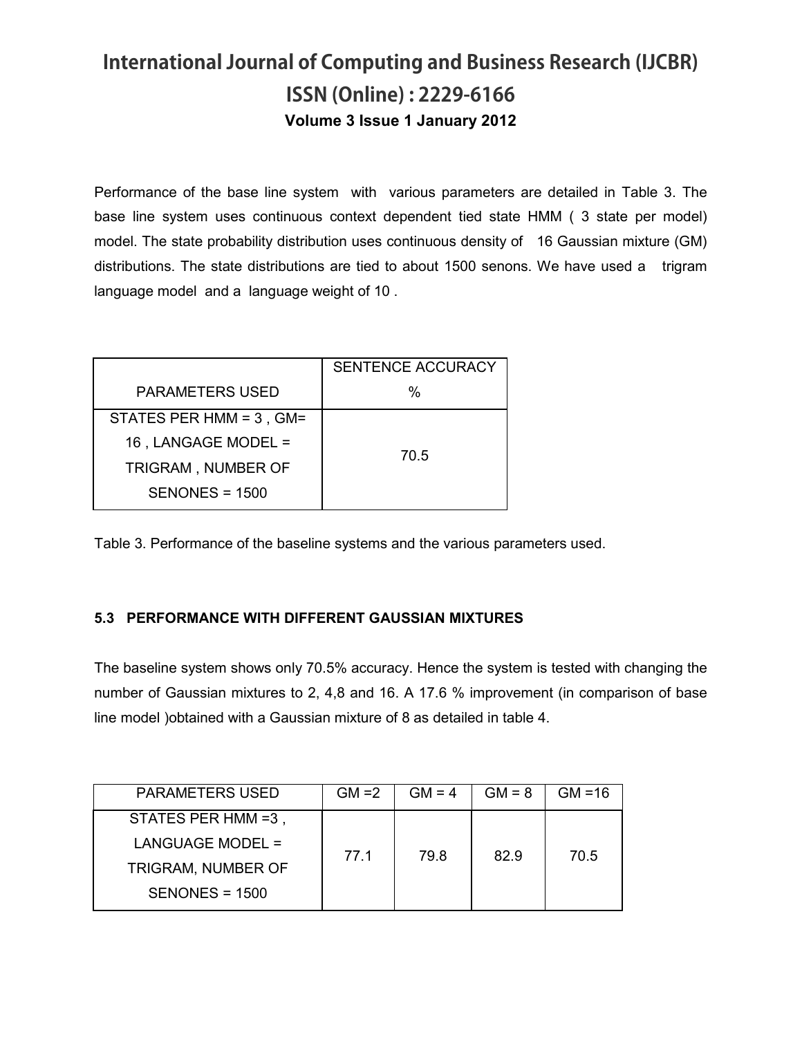Performance of the base line system with various parameters are detailed in Table 3. The base line system uses continuous context dependent tied state HMM ( 3 state per model) model. The state probability distribution uses continuous density of 16 Gaussian mixture (GM) distributions. The state distributions are tied to about 1500 senons. We have used a trigram language model and a language weight of 10 .

| PARAMETERS USED | SENTENCE ACCURACY % |
|---|---|
| STATES PER HMM = 3 , GM= 16 , LANGAGE MODEL = TRIGRAM , NUMBER OF SENONES = 1500 | 70.5 |

Table 3. Performance of the baseline systems and the various parameters used.

### 5.3 PERFORMANCE WITH DIFFERENT GAUSSIAN MIXTURES

The baseline system shows only 70.5% accuracy. Hence the system is tested with changing the number of Gaussian mixtures to 2, 4,8 and 16. A 17.6 % improvement (in comparison of base line model )obtained with a Gaussian mixture of 8 as detailed in table 4.

| PARAMETERS USED | GM =2 | GM = 4 | GM = 8 | GM =16 |
|---|---|---|---|---|
| STATES PER HMM =3 , LANGUAGE MODEL = TRIGRAM, NUMBER OF SENONES = 1500 | 77.1 | 79.8 | 82.9 | 70.5 |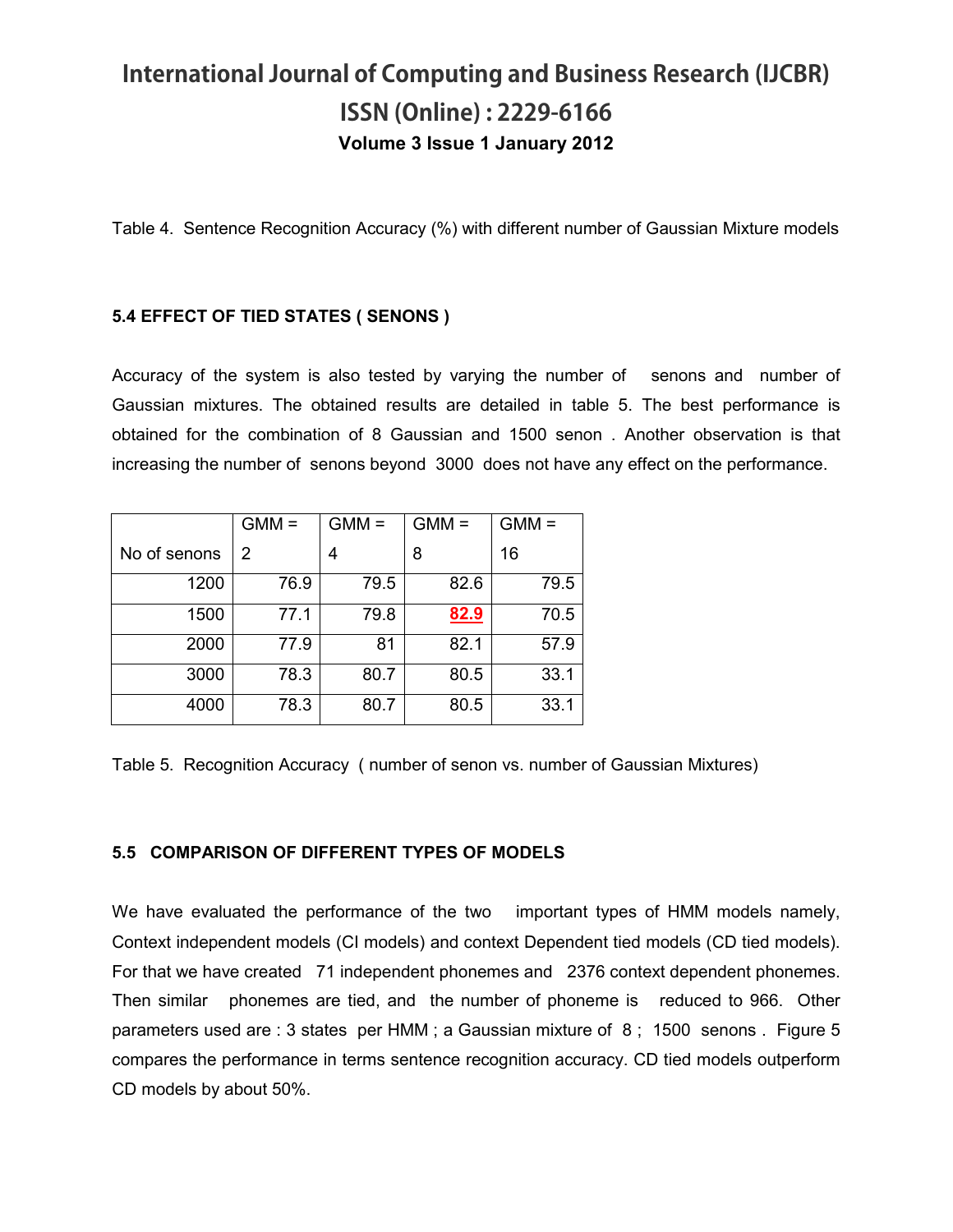Table 4. Sentence Recognition Accuracy (%) with different number of Gaussian Mixture models

### 5.4 EFFECT OF TIED STATES ( SENONS )

Accuracy of the system is also tested by varying the number of senons and number of Gaussian mixtures. The obtained results are detailed in table 5. The best performance is obtained for the combination of 8 Gaussian and 1500 senon . Another observation is that increasing the number of senons beyond 3000 does not have any effect on the performance.

| No of senons | GMM = 2 | GMM = 4 | GMM = 8 | GMM = 16 |
|---|---|---|---|---|
| 1200 | 76.9 | 79.5 | 82.6 | 79.5 |
| 1500 | 77.1 | 79.8 | **82.9** | 70.5 |
| 2000 | 77.9 | 81 | 82.1 | 57.9 |
| 3000 | 78.3 | 80.7 | 80.5 | 33.1 |
| 4000 | 78.3 | 80.7 | 80.5 | 33.1 |

Table 5. Recognition Accuracy ( number of senon vs. number of Gaussian Mixtures)

### 5.5 COMPARISON OF DIFFERENT TYPES OF MODELS

We have evaluated the performance of the two important types of HMM models namely, Context independent models (CI models) and context Dependent tied models (CD tied models). For that we have created 71 independent phonemes and 2376 context dependent phonemes. Then similar phonemes are tied, and the number of phoneme is reduced to 966. Other parameters used are : 3 states per HMM ; a Gaussian mixture of 8 ; 1500 senons . Figure 5 compares the performance in terms sentence recognition accuracy. CD tied models outperform CD models by about 50%.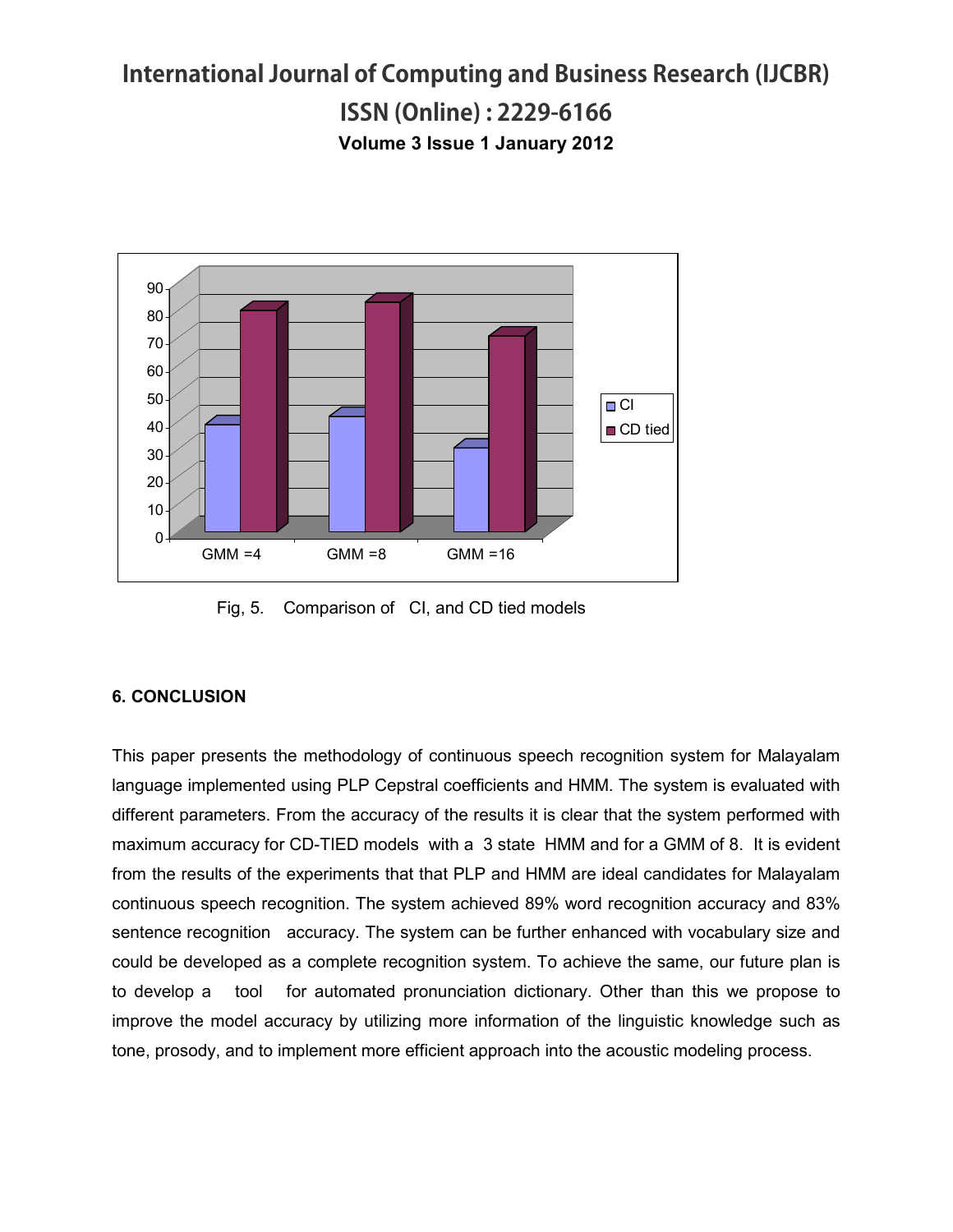Fig, 5. Comparison of CI, and CD tied models

## 6. CONCLUSION

This paper presents the methodology of continuous speech recognition system for Malayalam language implemented using PLP Cepstral coefficients and HMM. The system is evaluated with different parameters. From the accuracy of the results it is clear that the system performed with maximum accuracy for CD-TIED models with a 3 state HMM and for a GMM of 8. It is evident from the results of the experiments that that PLP and HMM are ideal candidates for Malayalam continuous speech recognition. The system achieved 89% word recognition accuracy and 83% sentence recognition accuracy. The system can be further enhanced with vocabulary size and could be developed as a complete recognition system. To achieve the same, our future plan is to develop a tool for automated pronunciation dictionary. Other than this we propose to improve the model accuracy by utilizing more information of the linguistic knowledge such as tone, prosody, and to implement more efficient approach into the acoustic modeling process.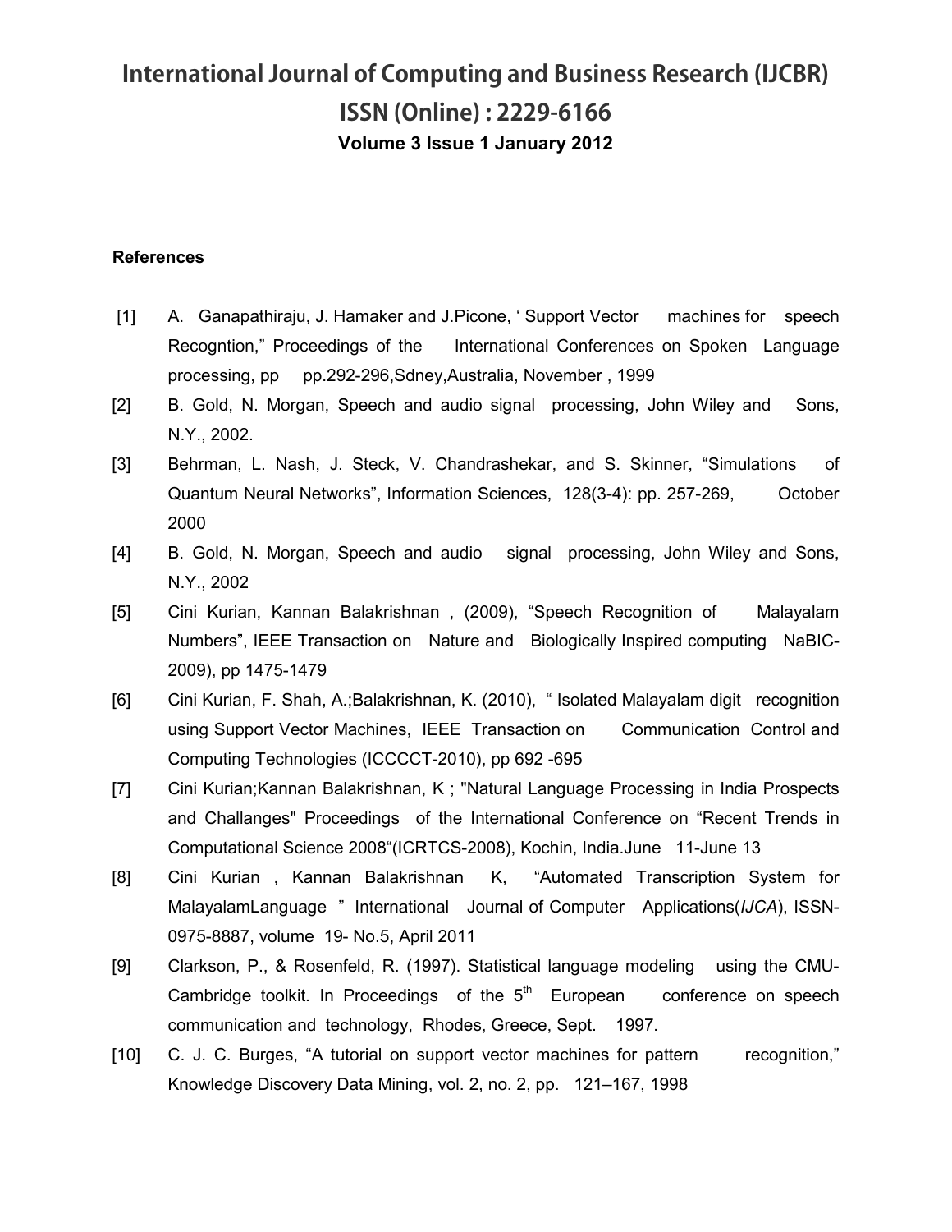**References**

[1] A. Ganapathiraju, J. Hamaker and J.Picone, ' Support Vector machines for speech Recogntion," Proceedings of the International Conferences on Spoken Language processing, pp pp.292-296,Sdney,Australia, November , 1999

[2] B. Gold, N. Morgan, Speech and audio signal processing, John Wiley and Sons, N.Y., 2002.

[3] Behrman, L. Nash, J. Steck, V. Chandrashekar, and S. Skinner, "Simulations of Quantum Neural Networks", Information Sciences, 128(3-4): pp. 257-269, October 2000

[4] B. Gold, N. Morgan, Speech and audio signal processing, John Wiley and Sons, N.Y., 2002

[5] Cini Kurian, Kannan Balakrishnan , (2009), "Speech Recognition of Malayalam Numbers", IEEE Transaction on Nature and Biologically Inspired computing NaBIC-2009), pp 1475-1479

[6] Cini Kurian, F. Shah, A.;Balakrishnan, K. (2010), " Isolated Malayalam digit recognition using Support Vector Machines, IEEE Transaction on Communication Control and Computing Technologies (ICCCCT-2010), pp 692 -695

[7] Cini Kurian;Kannan Balakrishnan, K ; "Natural Language Processing in India Prospects and Challanges" Proceedings of the International Conference on "Recent Trends in Computational Science 2008"(ICRTCS-2008), Kochin, India.June 11-June 13

[8] Cini Kurian , Kannan Balakrishnan K, "Automated Transcription System for MalayalamLanguage " International Journal of Computer Applications(*IJCA*), ISSN-0975-8887, volume 19- No.5, April 2011

[9] Clarkson, P., & Rosenfeld, R. (1997). Statistical language modeling using the CMU-Cambridge toolkit. In Proceedings of the 5th European conference on speech communication and technology, Rhodes, Greece, Sept. 1997.

[10] C. J. C. Burges, "A tutorial on support vector machines for pattern recognition," Knowledge Discovery Data Mining, vol. 2, no. 2, pp. 121–167, 1998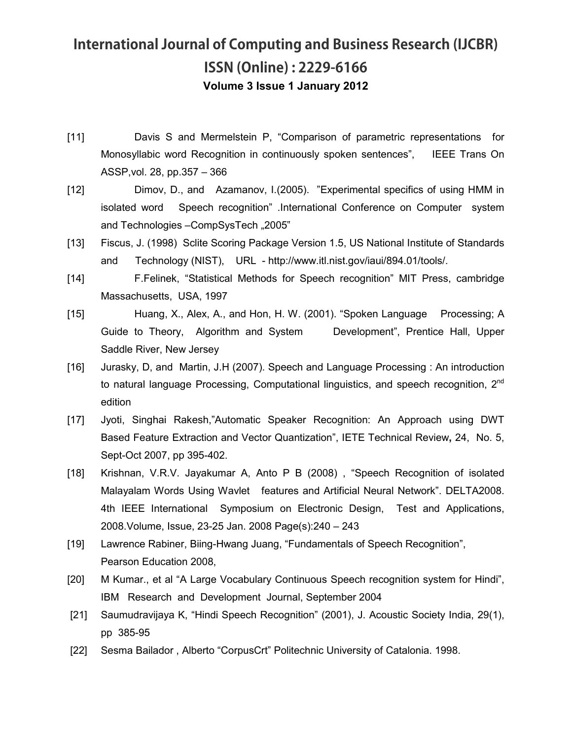[11] Davis S and Mermelstein P, “Comparison of parametric representations for Monosyllabic word Recognition in continuously spoken sentences”, IEEE Trans On ASSP,vol. 28, pp.357 – 366

[12] Dimov, D., and Azamanov, I.(2005). ”Experimental specifics of using HMM in isolated word Speech recognition” .International Conference on Computer system and Technologies –CompSysTech „2005"

[13] Fiscus, J. (1998) Sclite Scoring Package Version 1.5, US National Institute of Standards and Technology (NIST), URL - http://www.itl.nist.gov/iaui/894.01/tools/.

[14] F.Felinek, “Statistical Methods for Speech recognition” MIT Press, cambridge Massachusetts, USA, 1997

[15] Huang, X., Alex, A., and Hon, H. W. (2001). “Spoken Language Processing; A Guide to Theory, Algorithm and System Development”, Prentice Hall, Upper Saddle River, New Jersey

[16] Jurasky, D, and Martin, J.H (2007). Speech and Language Processing : An introduction to natural language Processing, Computational linguistics, and speech recognition, 2nd edition

[17] Jyoti, Singhai Rakesh,”Automatic Speaker Recognition: An Approach using DWT Based Feature Extraction and Vector Quantization”, IETE Technical Review, 24, No. 5, Sept-Oct 2007, pp 395-402.

[18] Krishnan, V.R.V. Jayakumar A, Anto P B (2008) , “Speech Recognition of isolated Malayalam Words Using Wavlet features and Artificial Neural Network”. DELTA2008. 4th IEEE International Symposium on Electronic Design, Test and Applications, 2008.Volume, Issue, 23-25 Jan. 2008 Page(s):240 – 243

[19] Lawrence Rabiner, Biing-Hwang Juang, “Fundamentals of Speech Recognition”, Pearson Education 2008,

[20] M Kumar., et al “A Large Vocabulary Continuous Speech recognition system for Hindi”, IBM Research and Development Journal, September 2004

[21] Saumudravijaya K, “Hindi Speech Recognition” (2001), J. Acoustic Society India, 29(1), pp 385-95

[22] Sesma Bailador , Alberto “CorpusCrt” Politechnic University of Catalonia. 1998.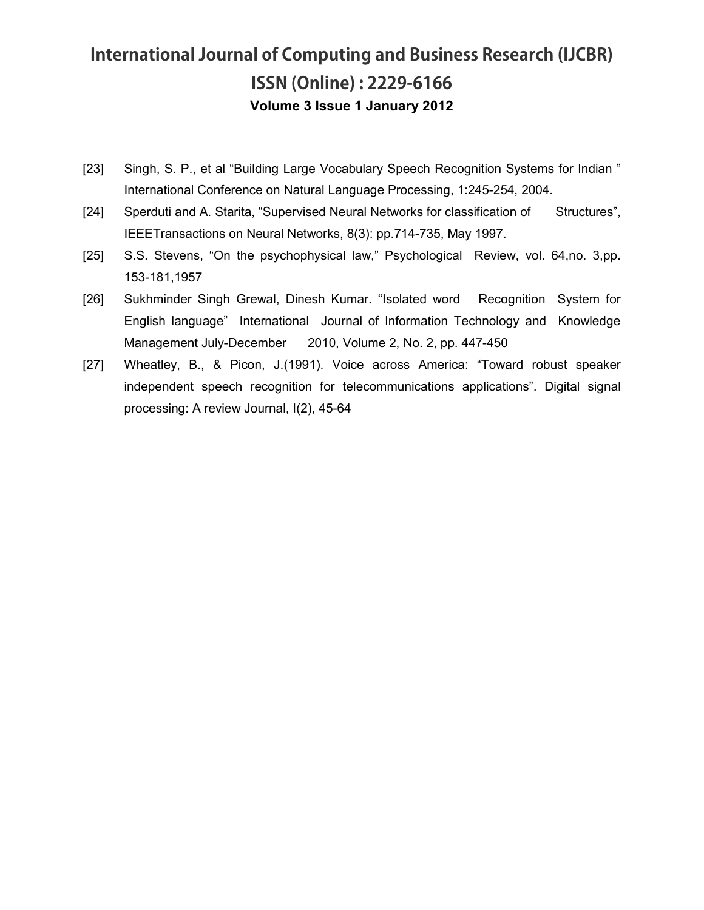[23] Singh, S. P., et al “Building Large Vocabulary Speech Recognition Systems for Indian ” International Conference on Natural Language Processing, 1:245-254, 2004.

[24] Sperduti and A. Starita, “Supervised Neural Networks for classification of Structures”, IEEETransactions on Neural Networks, 8(3): pp.714-735, May 1997.

[25] S.S. Stevens, “On the psychophysical law,” Psychological Review, vol. 64,no. 3,pp. 153-181,1957

[26] Sukhminder Singh Grewal, Dinesh Kumar. “Isolated word Recognition System for English language” International Journal of Information Technology and Knowledge Management July-December 2010, Volume 2, No. 2, pp. 447-450

[27] Wheatley, B., & Picon, J.(1991). Voice across America: “Toward robust speaker independent speech recognition for telecommunications applications”. Digital signal processing: A review Journal, I(2), 45-64